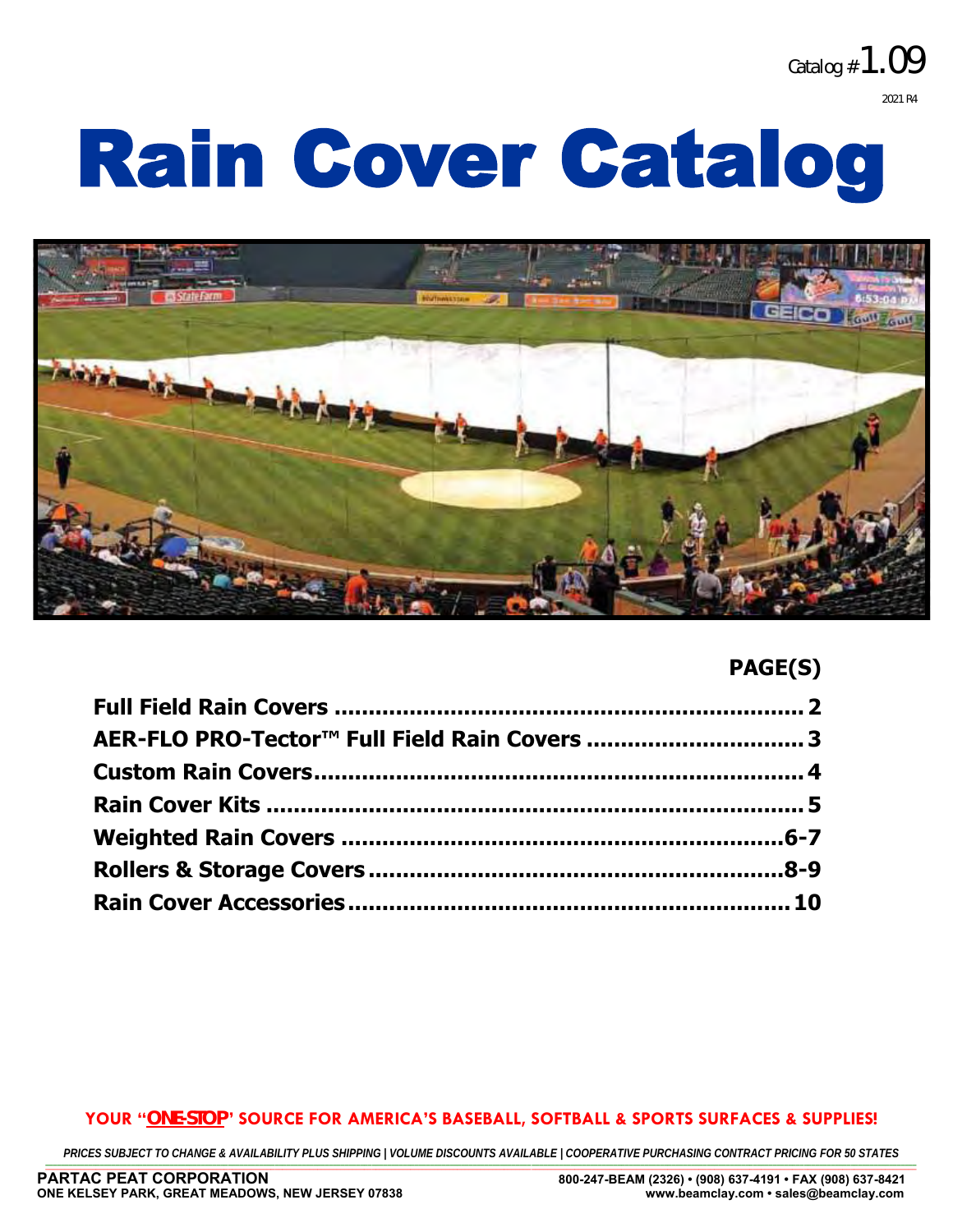Catalog #1.09

2021 R4

# Rain Cover Catalog

| | PAGE(S) |
|---|---|
| **Full Field Rain Covers** | **2** |
| **AER-FLO PRO-Tector™ Full Field Rain Covers** | **3** |
| **Custom Rain Covers** | **4** |
| **Rain Cover Kits** | **5** |
| **Weighted Rain Covers** | **6-7** |
| **Rollers & Storage Covers** | **8-9** |
| **Rain Cover Accessories** | **10** |

**YOUR "ONE-STOP" SOURCE FOR AMERICA'S BASEBALL, SOFTBALL & SPORTS SURFACES & SUPPLIES!**

*PRICES SUBJECT TO CHANGE & AVAILABILITY PLUS SHIPPING | VOLUME DISCOUNTS AVAILABLE | COOPERATIVE PURCHASING CONTRACT PRICING FOR 50 STATES*

**PARTAC PEAT CORPORATION**
**ONE KELSEY PARK, GREAT MEADOWS, NEW JERSEY 07838**

**800-247-BEAM (2326) • (908) 637-4191 • FAX (908) 637-8421**
**www.beamclay.com • sales@beamclay.com**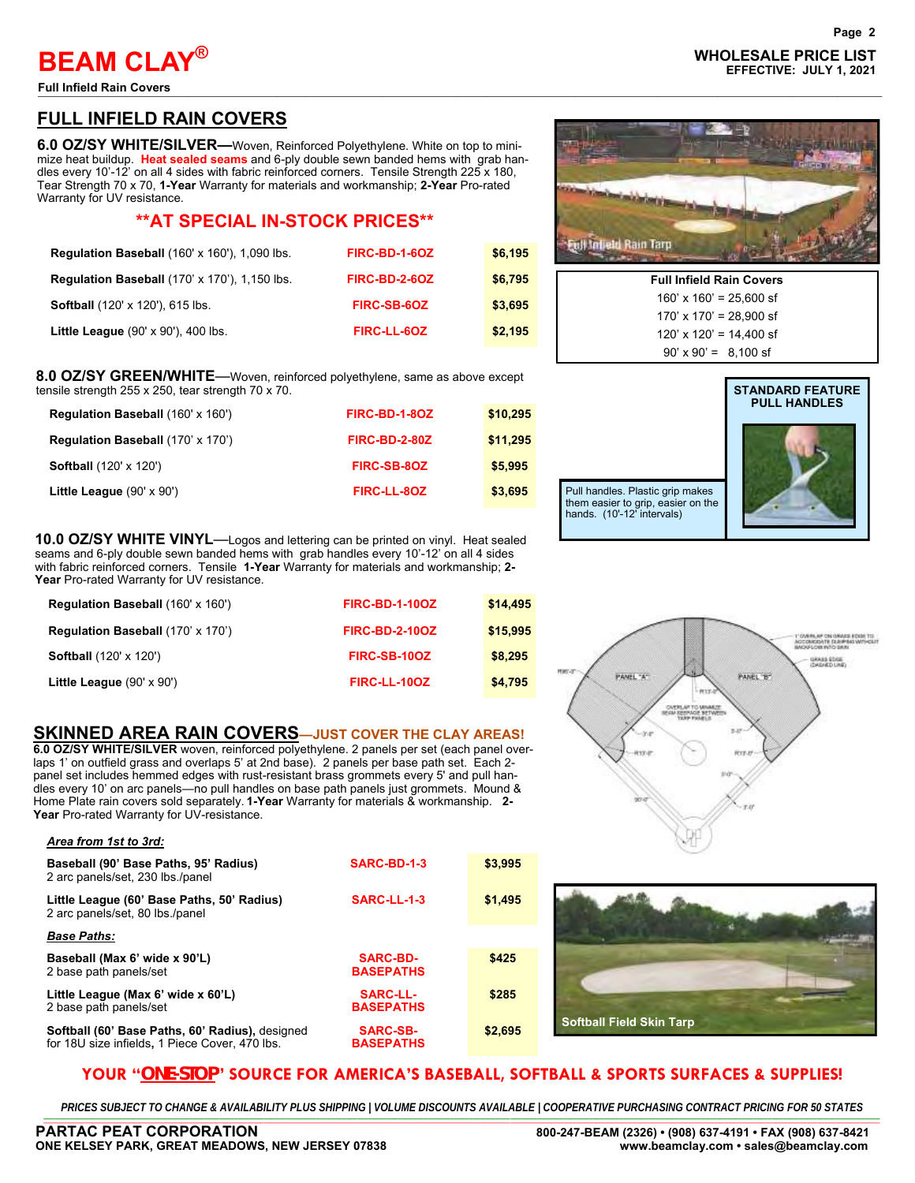# BEAM CLAY®

**Full Infield Rain Covers**

**WHOLESALE PRICE LIST**
**EFFECTIVE: JULY 1, 2021**

## FULL INFIELD RAIN COVERS

**6.0 OZ/SY WHITE/SILVER**—Woven, Reinforced Polyethylene. White on top to minimize heat buildup. **Heat sealed seams** and 6-ply double sewn banded hems with grab handles every 10'-12' on all 4 sides with fabric reinforced corners. Tensile Strength 225 x 180, Tear Strength 70 x 70, **1-Year** Warranty for materials and workmanship; **2-Year** Pro-rated Warranty for UV resistance.

### **AT SPECIAL IN-STOCK PRICES**

| | | |
|---|---|---|
| **Regulation Baseball** (160' x 160'), 1,090 lbs. | FIRC-BD-1-6OZ | $6,195 |
| **Regulation Baseball** (170' x 170'), 1,150 lbs. | FIRC-BD-2-6OZ | $6,795 |
| **Softball** (120' x 120'), 615 lbs. | FIRC-SB-6OZ | $3,695 |
| **Little League** (90' x 90'), 400 lbs. | FIRC-LL-6OZ | $2,195 |

Full Infield Rain Tarp

| Full Infield Rain Covers |
|---|
| 160' x 160' = 25,600 sf |
| 170' x 170' = 28,900 sf |
| 120' x 120' = 14,400 sf |
| 90' x 90' = 8,100 sf |

**8.0 OZ/SY GREEN/WHITE**—Woven, reinforced polyethylene, same as above except tensile strength 255 x 250, tear strength 70 x 70.

| | | |
|---|---|---|
| **Regulation Baseball** (160' x 160') | FIRC-BD-1-8OZ | $10,295 |
| **Regulation Baseball** (170' x 170') | FIRC-BD-2-80Z | $11,295 |
| **Softball** (120' x 120') | FIRC-SB-8OZ | $5,995 |
| **Little League** (90' x 90') | FIRC-LL-8OZ | $3,695 |

**STANDARD FEATURE PULL HANDLES**

Pull handles. Plastic grip makes them easier to grip, easier on the hands. (10'-12' intervals)

**10.0 OZ/SY WHITE VINYL**—Logos and lettering can be printed on vinyl. Heat sealed seams and 6-ply double sewn banded hems with grab handles every 10'-12' on all 4 sides with fabric reinforced corners. Tensile **1-Year** Warranty for materials and workmanship; **2-Year** Pro-rated Warranty for UV resistance.

| | | |
|---|---|---|
| **Regulation Baseball** (160' x 160') | FIRC-BD-1-10OZ | $14,495 |
| **Regulation Baseball** (170' x 170') | FIRC-BD-2-10OZ | $15,995 |
| **Softball** (120' x 120') | FIRC-SB-10OZ | $8,295 |
| **Little League** (90' x 90') | FIRC-LL-10OZ | $4,795 |

## SKINNED AREA RAIN COVERS—JUST COVER THE CLAY AREAS!

**6.0 OZ/SY WHITE/SILVER** woven, reinforced polyethylene. 2 panels per set (each panel overlaps 1' on outfield grass and overlaps 5' at 2nd base). 2 panels per base path set. Each 2-panel set includes hemmed edges with rust-resistant brass grommets every 5' and pull handles every 10' on arc panels—no pull handles on base path panels just grommets. Mound & Home Plate rain covers sold separately. **1-Year** Warranty for materials & workmanship. **2-Year** Pro-rated Warranty for UV-resistance.

| | | |
|---|---|---|
| ***Area from 1st to 3rd:*** | | |
| **Baseball (90' Base Paths, 95' Radius)** 2 arc panels/set, 230 lbs./panel | SARC-BD-1-3 | $3,995 |
| **Little League (60' Base Paths, 50' Radius)** 2 arc panels/set, 80 lbs./panel | SARC-LL-1-3 | $1,495 |
| ***Base Paths:*** | | |
| **Baseball (Max 6' wide x 90'L)** 2 base path panels/set | SARC-BD-BASEPATHS | $425 |
| **Little League (Max 6' wide x 60'L)** 2 base path panels/set | SARC-LL-BASEPATHS | $285 |
| **Softball (60' Base Paths, 60' Radius),** designed for 18U size infields**,** 1 Piece Cover, 470 lbs. | SARC-SB-BASEPATHS | $2,695 |

Softball Field Skin Tarp

**YOUR "ONE-STOP" SOURCE FOR AMERICA'S BASEBALL, SOFTBALL & SPORTS SURFACES & SUPPLIES!**

*PRICES SUBJECT TO CHANGE & AVAILABILITY PLUS SHIPPING | VOLUME DISCOUNTS AVAILABLE | COOPERATIVE PURCHASING CONTRACT PRICING FOR 50 STATES*

**PARTAC PEAT CORPORATION**
**ONE KELSEY PARK, GREAT MEADOWS, NEW JERSEY 07838**

**800-247-BEAM (2326) • (908) 637-4191 • FAX (908) 637-8421**
**www.beamclay.com • sales@beamclay.com**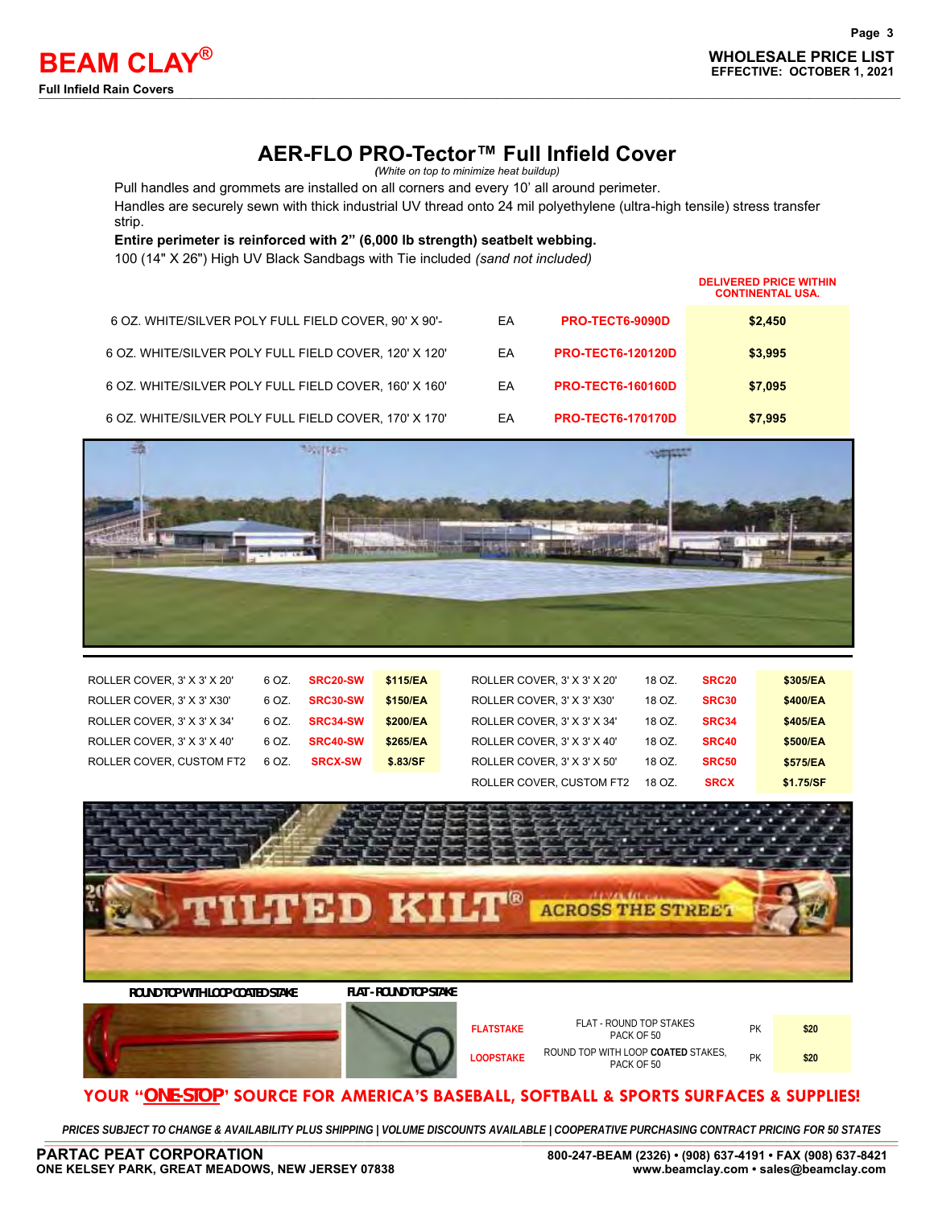# BEAM CLAY®

**Full Infield Rain Covers**

**WHOLESALE PRICE LIST**
**EFFECTIVE: OCTOBER 1, 2021**

## AER-FLO PRO-Tector™ Full Infield Cover

*(White on top to minimize heat buildup)*

Pull handles and grommets are installed on all corners and every 10' all around perimeter.

Handles are securely sewn with thick industrial UV thread onto 24 mil polyethylene (ultra-high tensile) stress transfer strip.

**Entire perimeter is reinforced with 2" (6,000 lb strength) seatbelt webbing.**

100 (14" X 26") High UV Black Sandbags with Tie included *(sand not included)*

| Description | Unit | Item | DELIVERED PRICE WITHIN CONTINENTAL USA. |
|---|---|---|---|
| 6 OZ. WHITE/SILVER POLY FULL FIELD COVER, 90' X 90'- | EA | PRO-TECT6-9090D | $2,450 |
| 6 OZ. WHITE/SILVER POLY FULL FIELD COVER, 120' X 120' | EA | PRO-TECT6-120120D | $3,995 |
| 6 OZ. WHITE/SILVER POLY FULL FIELD COVER, 160' X 160' | EA | PRO-TECT6-160160D | $7,095 |
| 6 OZ. WHITE/SILVER POLY FULL FIELD COVER, 170' X 170' | EA | PRO-TECT6-170170D | $7,995 |

| Description | Weight | Item | Price |
|---|---|---|---|
| ROLLER COVER, 3' X 3' X 20' | 6 OZ. | SRC20-SW | $115/EA |
| ROLLER COVER, 3' X 3' X30' | 6 OZ. | SRC30-SW | $150/EA |
| ROLLER COVER, 3' X 3' X 34' | 6 OZ. | SRC34-SW | $200/EA |
| ROLLER COVER, 3' X 3' X 40' | 6 OZ. | SRC40-SW | $265/EA |
| ROLLER COVER, CUSTOM FT2 | 6 OZ. | SRCX-SW | $.83/SF |

| Description | Weight | Item | Price |
|---|---|---|---|
| ROLLER COVER, 3' X 3' X 20' | 18 OZ. | SRC20 | $305/EA |
| ROLLER COVER, 3' X 3' X30' | 18 OZ. | SRC30 | $400/EA |
| ROLLER COVER, 3' X 3' X 34' | 18 OZ. | SRC34 | $405/EA |
| ROLLER COVER, 3' X 3' X 40' | 18 OZ. | SRC40 | $500/EA |
| ROLLER COVER, 3' X 3' X 50' | 18 OZ. | SRC50 | $575/EA |
| ROLLER COVER, CUSTOM FT2 | 18 OZ. | SRCX | $1.75/SF |

ROUND TOP WITH LOOP COATED STAKE

FLAT - ROUND TOP STAKE

| Item | Description | Unit | Price |
|---|---|---|---|
| FLATSTAKE | FLAT - ROUND TOP STAKES PACK OF 50 | PK | $20 |
| LOOPSTAKE | ROUND TOP WITH LOOP **COATED** STAKES, PACK OF 50 | PK | $20 |

**YOUR "ONE-STOP" SOURCE FOR AMERICA'S BASEBALL, SOFTBALL & SPORTS SURFACES & SUPPLIES!**

*PRICES SUBJECT TO CHANGE & AVAILABILITY PLUS SHIPPING | VOLUME DISCOUNTS AVAILABLE | COOPERATIVE PURCHASING CONTRACT PRICING FOR 50 STATES*

**PARTAC PEAT CORPORATION**
**ONE KELSEY PARK, GREAT MEADOWS, NEW JERSEY 07838**

**800-247-BEAM (2326) • (908) 637-4191 • FAX (908) 637-8421**
**www.beamclay.com • sales@beamclay.com**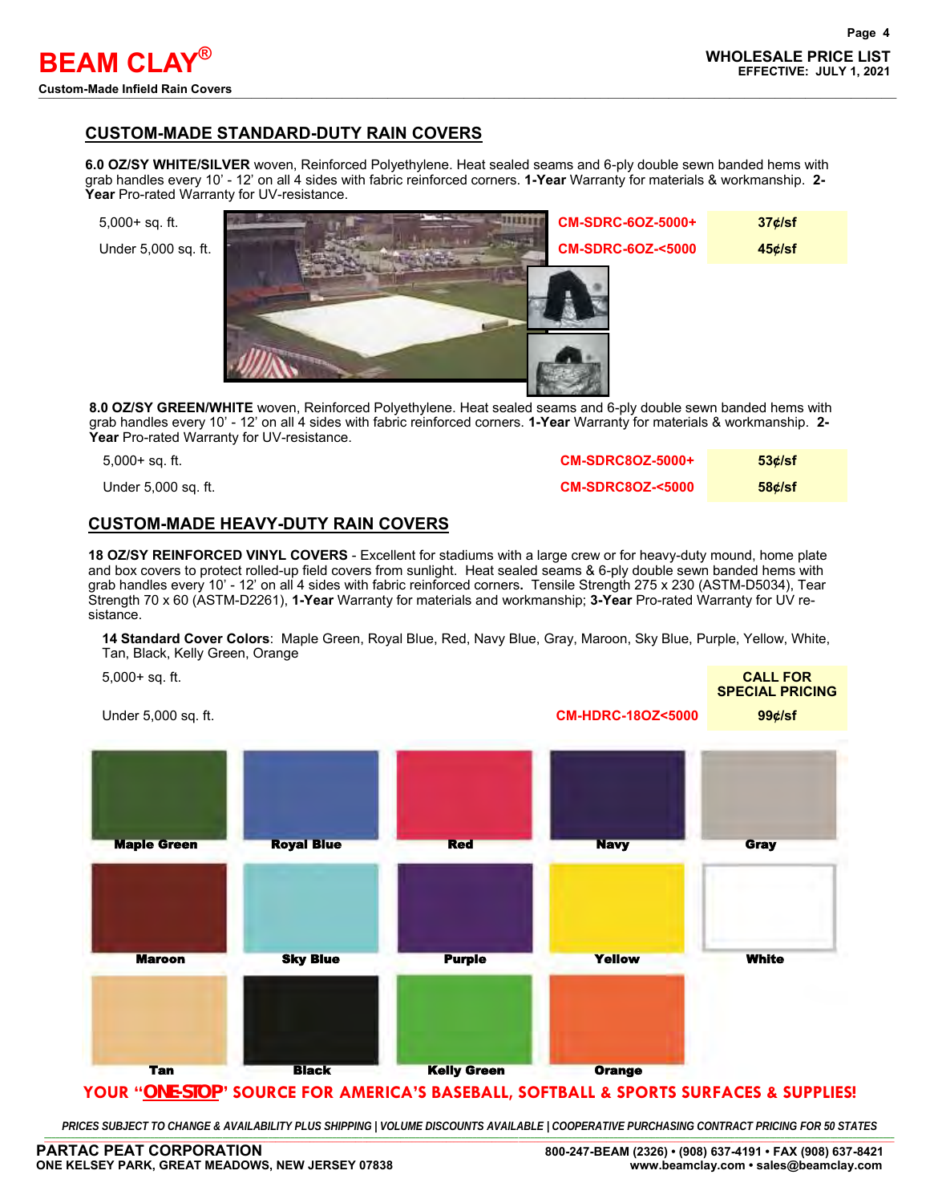## CUSTOM-MADE STANDARD-DUTY RAIN COVERS

**6.0 OZ/SY WHITE/SILVER** woven, Reinforced Polyethylene. Heat sealed seams and 6-ply double sewn banded hems with grab handles every 10' - 12' on all 4 sides with fabric reinforced corners. **1-Year** Warranty for materials & workmanship. **2-Year** Pro-rated Warranty for UV-resistance.

| Size | Item # | Price |
|---|---|---|
| 5,000+ sq. ft. | CM-SDRC-6OZ-5000+ | 37¢/sf |
| Under 5,000 sq. ft. | CM-SDRC-6OZ-<5000 | 45¢/sf |

**8.0 OZ/SY GREEN/WHITE** woven, Reinforced Polyethylene. Heat sealed seams and 6-ply double sewn banded hems with grab handles every 10' - 12' on all 4 sides with fabric reinforced corners. **1-Year** Warranty for materials & workmanship. **2-Year** Pro-rated Warranty for UV-resistance.

| Size | Item # | Price |
|---|---|---|
| 5,000+ sq. ft. | CM-SDRC8OZ-5000+ | 53¢/sf |
| Under 5,000 sq. ft. | CM-SDRC8OZ-<5000 | 58¢/sf |

## CUSTOM-MADE HEAVY-DUTY RAIN COVERS

**18 OZ/SY REINFORCED VINYL COVERS** - Excellent for stadiums with a large crew or for heavy-duty mound, home plate and box covers to protect rolled-up field covers from sunlight. Heat sealed seams & 6-ply double sewn banded hems with grab handles every 10' - 12' on all 4 sides with fabric reinforced corners**.** Tensile Strength 275 x 230 (ASTM-D5034), Tear Strength 70 x 60 (ASTM-D2261), **1-Year** Warranty for materials and workmanship; **3-Year** Pro-rated Warranty for UV re-sistance.

**14 Standard Cover Colors**: Maple Green, Royal Blue, Red, Navy Blue, Gray, Maroon, Sky Blue, Purple, Yellow, White, Tan, Black, Kelly Green, Orange

| Size | Item # | Price |
|---|---|---|
| 5,000+ sq. ft. | | CALL FOR SPECIAL PRICING |
| Under 5,000 sq. ft. | CM-HDRC-18OZ<5000 | 99¢/sf |

Maple Green, Royal Blue, Red, Navy, Gray, Maroon, Sky Blue, Purple, Yellow, White, Tan, Black, Kelly Green, Orange

**YOUR "ONE-STOP" SOURCE FOR AMERICA'S BASEBALL, SOFTBALL & SPORTS SURFACES & SUPPLIES!**

*PRICES SUBJECT TO CHANGE & AVAILABILITY PLUS SHIPPING | VOLUME DISCOUNTS AVAILABLE | COOPERATIVE PURCHASING CONTRACT PRICING FOR 50 STATES*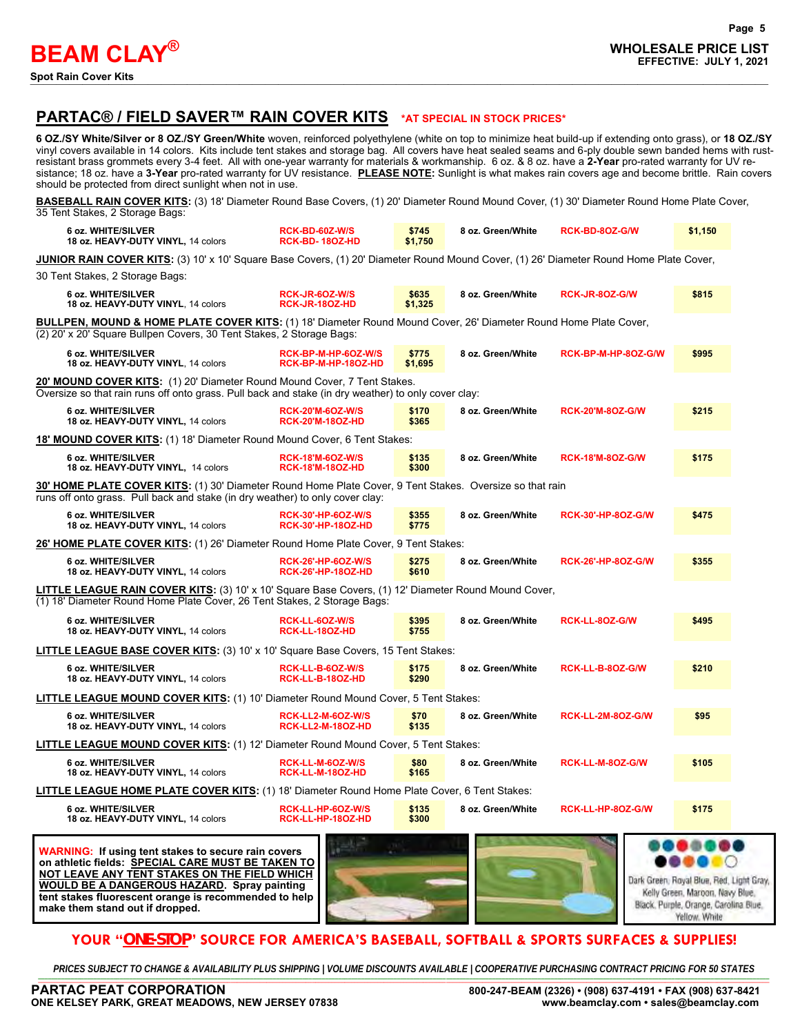## PARTAC® / FIELD SAVER™ RAIN COVER KITS *AT SPECIAL IN STOCK PRICES*

**6 OZ./SY White/Silver or 8 OZ./SY Green/White** woven, reinforced polyethylene (white on top to minimize heat build-up if extending onto grass), or **18 OZ./SY** vinyl covers available in 14 colors. Kits include tent stakes and storage bag. All covers have heat sealed seams and 6-ply double sewn banded hems with rust-resistant brass grommets every 3-4 feet. All with one-year warranty for materials & workmanship. 6 oz. & 8 oz. have a **2-Year** pro-rated warranty for UV resistance; 18 oz. have a **3-Year** pro-rated warranty for UV resistance. **PLEASE NOTE:** Sunlight is what makes rain covers age and become brittle. Rain covers should be protected from direct sunlight when not in use.

**BASEBALL RAIN COVER KITS:** (3) 18' Diameter Round Base Covers, (1) 20' Diameter Round Mound Cover, (1) 30' Diameter Round Home Plate Cover, 35 Tent Stakes, 2 Storage Bags:

| Description | Item # | Price | Description | Item # | Price |
|---|---|---|---|---|---|
| 6 oz. WHITE/SILVER | RCK-BD-6OZ-W/S | $745 | 8 oz. Green/White | RCK-BD-8OZ-G/W | $1,150 |
| 18 oz. HEAVY-DUTY VINYL, 14 colors | RCK-BD- 18OZ-HD | $1,750 | | | |

**JUNIOR RAIN COVER KITS:** (3) 10' x 10' Square Base Covers, (1) 20' Diameter Round Mound Cover, (1) 26' Diameter Round Home Plate Cover, 30 Tent Stakes, 2 Storage Bags:

| Description | Item # | Price | Description | Item # | Price |
|---|---|---|---|---|---|
| 6 oz. WHITE/SILVER | RCK-JR-6OZ-W/S | $635 | 8 oz. Green/White | RCK-JR-8OZ-G/W | $815 |
| 18 oz. HEAVY-DUTY VINYL, 14 colors | RCK-JR-18OZ-HD | $1,325 | | | |

**BULLPEN, MOUND & HOME PLATE COVER KITS:** (1) 18' Diameter Round Mound Cover, 26' Diameter Round Home Plate Cover, (2) 20' x 20' Square Bullpen Covers, 30 Tent Stakes, 2 Storage Bags:

| Description | Item # | Price | Description | Item # | Price |
|---|---|---|---|---|---|
| 6 oz. WHITE/SILVER | RCK-BP-M-HP-6OZ-W/S | $775 | 8 oz. Green/White | RCK-BP-M-HP-8OZ-G/W | $995 |
| 18 oz. HEAVY-DUTY VINYL, 14 colors | RCK-BP-M-HP-18OZ-HD | $1,695 | | | |

**20' MOUND COVER KITS:** (1) 20' Diameter Round Mound Cover, 7 Tent Stakes. Oversize so that rain runs off onto grass. Pull back and stake (in dry weather) to only cover clay:

| Description | Item # | Price | Description | Item # | Price |
|---|---|---|---|---|---|
| 6 oz. WHITE/SILVER | RCK-20'M-6OZ-W/S | $170 | 8 oz. Green/White | RCK-20'M-8OZ-G/W | $215 |
| 18 oz. HEAVY-DUTY VINYL, 14 colors | RCK-20'M-18OZ-HD | $365 | | | |

**18' MOUND COVER KITS:** (1) 18' Diameter Round Mound Cover, 6 Tent Stakes:

| Description | Item # | Price | Description | Item # | Price |
|---|---|---|---|---|---|
| 6 oz. WHITE/SILVER | RCK-18'M-6OZ-W/S | $135 | 8 oz. Green/White | RCK-18'M-8OZ-G/W | $175 |
| 18 oz. HEAVY-DUTY VINYL, 14 colors | RCK-18'M-18OZ-HD | $300 | | | |

**30' HOME PLATE COVER KITS:** (1) 30' Diameter Round Home Plate Cover, 9 Tent Stakes. Oversize so that rain runs off onto grass. Pull back and stake (in dry weather) to only cover clay:

| Description | Item # | Price | Description | Item # | Price |
|---|---|---|---|---|---|
| 6 oz. WHITE/SILVER | RCK-30'-HP-6OZ-W/S | $355 | 8 oz. Green/White | RCK-30'-HP-8OZ-G/W | $475 |
| 18 oz. HEAVY-DUTY VINYL, 14 colors | RCK-30'-HP-18OZ-HD | $775 | | | |

**26' HOME PLATE COVER KITS:** (1) 26' Diameter Round Home Plate Cover, 9 Tent Stakes:

| Description | Item # | Price | Description | Item # | Price |
|---|---|---|---|---|---|
| 6 oz. WHITE/SILVER | RCK-26'-HP-6OZ-W/S | $275 | 8 oz. Green/White | RCK-26'-HP-8OZ-G/W | $355 |
| 18 oz. HEAVY-DUTY VINYL, 14 colors | RCK-26'-HP-18OZ-HD | $610 | | | |

**LITTLE LEAGUE RAIN COVER KITS:** (3) 10' x 10' Square Base Covers, (1) 12' Diameter Round Mound Cover, (1) 18' Diameter Round Home Plate Cover, 26 Tent Stakes, 2 Storage Bags:

| Description | Item # | Price | Description | Item # | Price |
|---|---|---|---|---|---|
| 6 oz. WHITE/SILVER | RCK-LL-6OZ-W/S | $395 | 8 oz. Green/White | RCK-LL-8OZ-G/W | $495 |
| 18 oz. HEAVY-DUTY VINYL, 14 colors | RCK-LL-18OZ-HD | $755 | | | |

**LITTLE LEAGUE BASE COVER KITS:** (3) 10' x 10' Square Base Covers, 15 Tent Stakes:

| Description | Item # | Price | Description | Item # | Price |
|---|---|---|---|---|---|
| 6 oz. WHITE/SILVER | RCK-LL-B-6OZ-W/S | $175 | 8 oz. Green/White | RCK-LL-B-8OZ-G/W | $210 |
| 18 oz. HEAVY-DUTY VINYL, 14 colors | RCK-LL-B-18OZ-HD | $290 | | | |

**LITTLE LEAGUE MOUND COVER KITS:** (1) 10' Diameter Round Mound Cover, 5 Tent Stakes:

| Description | Item # | Price | Description | Item # | Price |
|---|---|---|---|---|---|
| 6 oz. WHITE/SILVER | RCK-LL2-M-6OZ-W/S | $70 | 8 oz. Green/White | RCK-LL-2M-8OZ-G/W | $95 |
| 18 oz. HEAVY-DUTY VINYL, 14 colors | RCK-LL2-M-18OZ-HD | $135 | | | |

**LITTLE LEAGUE MOUND COVER KITS:** (1) 12' Diameter Round Mound Cover, 5 Tent Stakes:

| Description | Item # | Price | Description | Item # | Price |
|---|---|---|---|---|---|
| 6 oz. WHITE/SILVER | RCK-LL-M-6OZ-W/S | $80 | 8 oz. Green/White | RCK-LL-M-8OZ-G/W | $105 |
| 18 oz. HEAVY-DUTY VINYL, 14 colors | RCK-LL-M-18OZ-HD | $165 | | | |

**LITTLE LEAGUE HOME PLATE COVER KITS:** (1) 18' Diameter Round Home Plate Cover, 6 Tent Stakes:

| Description | Item # | Price | Description | Item # | Price |
|---|---|---|---|---|---|
| 6 oz. WHITE/SILVER | RCK-LL-HP-6OZ-W/S | $135 | 8 oz. Green/White | RCK-LL-HP-8OZ-G/W | $175 |
| 18 oz. HEAVY-DUTY VINYL, 14 colors | RCK-LL-HP-18OZ-HD | $300 | | | |

**WARNING: If using tent stakes to secure rain covers on athletic fields: SPECIAL CARE MUST BE TAKEN TO NOT LEAVE ANY TENT STAKES ON THE FIELD WHICH WOULD BE A DANGEROUS HAZARD. Spray painting tent stakes fluorescent orange is recommended to help make them stand out if dropped.**

Dark Green, Royal Blue, Red, Light Gray, Kelly Green, Maroon, Navy Blue, Black, Purple, Orange, Carolina Blue, Yellow, White

**YOUR "ONE-STOP" SOURCE FOR AMERICA'S BASEBALL, SOFTBALL & SPORTS SURFACES & SUPPLIES!**

*PRICES SUBJECT TO CHANGE & AVAILABILITY PLUS SHIPPING | VOLUME DISCOUNTS AVAILABLE | COOPERATIVE PURCHASING CONTRACT PRICING FOR 50 STATES*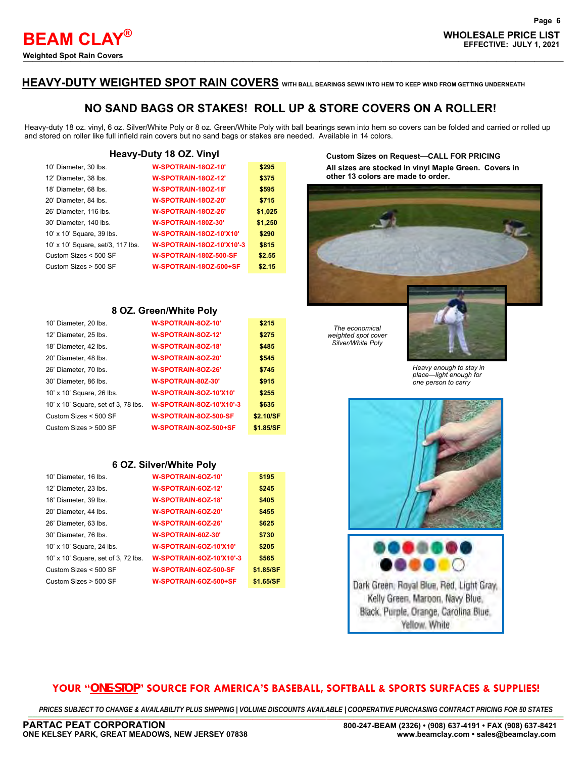# HEAVY-DUTY WEIGHTED SPOT RAIN COVERS WITH BALL BEARINGS SEWN INTO HEM TO KEEP WIND FROM GETTING UNDERNEATH

## NO SAND BAGS OR STAKES! ROLL UP & STORE COVERS ON A ROLLER!

Heavy-duty 18 oz. vinyl, 6 oz. Silver/White Poly or 8 oz. Green/White Poly with ball bearings sewn into hem so covers can be folded and carried or rolled up and stored on roller like full infield rain covers but no sand bags or stakes are needed. Available in 14 colors.

### Heavy-Duty 18 OZ. Vinyl

| Description | Item | Price |
|---|---|---|
| 10' Diameter, 30 lbs. | W-SPOTRAIN-18OZ-10' | $295 |
| 12' Diameter, 38 lbs. | W-SPOTRAIN-18OZ-12' | $375 |
| 18' Diameter, 68 lbs. | W-SPOTRAIN-18OZ-18' | $595 |
| 20' Diameter, 84 lbs. | W-SPOTRAIN-18OZ-20' | $715 |
| 26' Diameter, 116 lbs. | W-SPOTRAIN-18OZ-26' | $1,025 |
| 30' Diameter, 140 lbs. | W-SPOTRAIN-18OZ-30' | $1,250 |
| 10' x 10' Square, 39 lbs. | W-SPOTRAIN-18OZ-10'X10' | $290 |
| 10' x 10' Square, set/3, 117 lbs. | W-SPOTRAIN-18OZ-10'X10'-3 | $815 |
| Custom Sizes < 500 SF | W-SPOTRAIN-18OZ-500-SF | $2.55 |
| Custom Sizes > 500 SF | W-SPOTRAIN-18OZ-500+SF | $2.15 |

**Custom Sizes on Request—CALL FOR PRICING**

**All sizes are stocked in vinyl Maple Green. Covers in other 13 colors are made to order.**

### 8 OZ. Green/White Poly

| Description | Item | Price |
|---|---|---|
| 10' Diameter, 20 lbs. | W-SPOTRAIN-8OZ-10' | $215 |
| 12' Diameter, 25 lbs. | W-SPOTRAIN-8OZ-12' | $275 |
| 18' Diameter, 42 lbs. | W-SPOTRAIN-8OZ-18' | $485 |
| 20' Diameter, 48 lbs. | W-SPOTRAIN-8OZ-20' | $545 |
| 26' Diameter, 70 lbs. | W-SPOTRAIN-8OZ-26' | $745 |
| 30' Diameter, 86 lbs. | W-SPOTRAIN-8OZ-30' | $915 |
| 10' x 10' Square, 26 lbs. | W-SPOTRAIN-8OZ-10'X10' | $255 |
| 10' x 10' Square, set of 3, 78 lbs. | W-SPOTRAIN-8OZ-10'X10'-3 | $635 |
| Custom Sizes < 500 SF | W-SPOTRAIN-8OZ-500-SF | $2.10/SF |
| Custom Sizes > 500 SF | W-SPOTRAIN-8OZ-500+SF | $1.85/SF |

*The economical weighted spot cover Silver/White Poly*

*Heavy enough to stay in place—light enough for one person to carry*

### 6 OZ. Silver/White Poly

| Description | Item | Price |
|---|---|---|
| 10' Diameter, 16 lbs. | W-SPOTRAIN-6OZ-10' | $195 |
| 12' Diameter, 23 lbs. | W-SPOTRAIN-6OZ-12' | $245 |
| 18' Diameter, 39 lbs. | W-SPOTRAIN-6OZ-18' | $405 |
| 20' Diameter, 44 lbs. | W-SPOTRAIN-6OZ-20' | $455 |
| 26' Diameter, 63 lbs. | W-SPOTRAIN-6OZ-26' | $625 |
| 30' Diameter, 76 lbs. | W-SPOTRAIN-6OZ-30' | $730 |
| 10' x 10' Square, 24 lbs. | W-SPOTRAIN-6OZ-10'X10' | $205 |
| 10' x 10' Square, set of 3, 72 lbs. | W-SPOTRAIN-6OZ-10'X10'-3 | $565 |
| Custom Sizes < 500 SF | W-SPOTRAIN-6OZ-500-SF | $1.85/SF |
| Custom Sizes > 500 SF | W-SPOTRAIN-6OZ-500+SF | $1.65/SF |

Dark Green, Royal Blue, Red, Light Gray, Kelly Green, Maroon, Navy Blue, Black, Purple, Orange, Carolina Blue, Yellow, White

**YOUR "ONE-STOP" SOURCE FOR AMERICA'S BASEBALL, SOFTBALL & SPORTS SURFACES & SUPPLIES!**

*PRICES SUBJECT TO CHANGE & AVAILABILITY PLUS SHIPPING | VOLUME DISCOUNTS AVAILABLE | COOPERATIVE PURCHASING CONTRACT PRICING FOR 50 STATES*

**PARTAC PEAT CORPORATION**
**ONE KELSEY PARK, GREAT MEADOWS, NEW JERSEY 07838**

**800-247-BEAM (2326) • (908) 637-4191 • FAX (908) 637-8421**
**www.beamclay.com • sales@beamclay.com**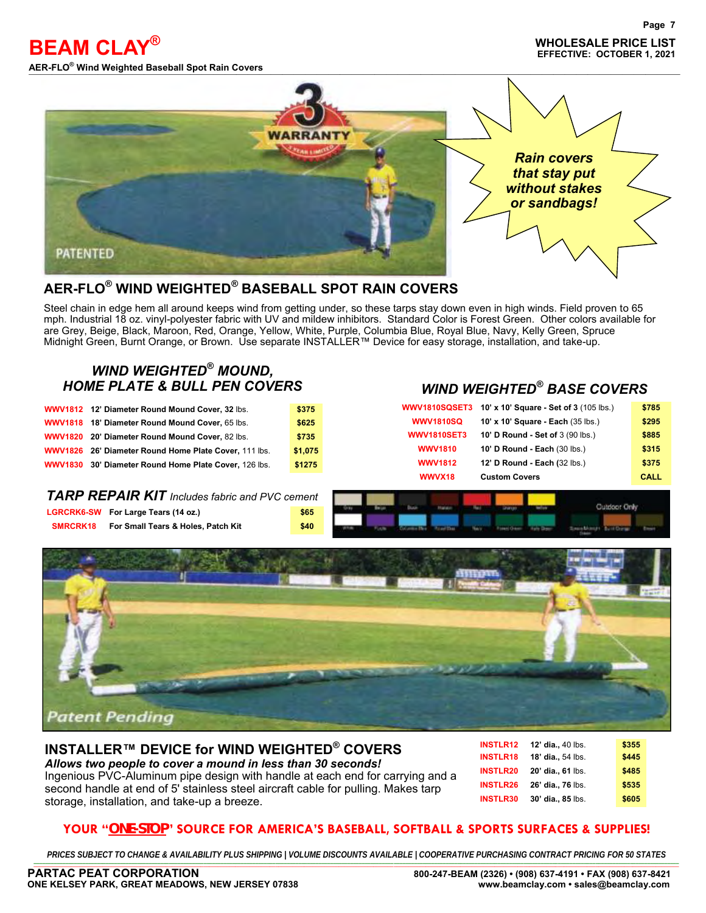# BEAM CLAY®

**AER-FLO® Wind Weighted Baseball Spot Rain Covers**

**WHOLESALE PRICE LIST**
**EFFECTIVE: OCTOBER 1, 2021**

*Rain covers that stay put without stakes or sandbags!*

## AER-FLO® WIND WEIGHTED® BASEBALL SPOT RAIN COVERS

Steel chain in edge hem all around keeps wind from getting under, so these tarps stay down even in high winds. Field proven to 65 mph. Industrial 18 oz. vinyl-polyester fabric with UV and mildew inhibitors. Standard Color is Forest Green. Other colors available for are Grey, Beige, Black, Maroon, Red, Orange, Yellow, White, Purple, Columbia Blue, Royal Blue, Navy, Kelly Green, Spruce Midnight Green, Burnt Orange, or Brown. Use separate INSTALLER™ Device for easy storage, installation, and take-up.

### *WIND WEIGHTED® MOUND, HOME PLATE & BULL PEN COVERS*

| Item | Description | Price |
|---|---|---|
| WWV1812 | **12' Diameter Round Mound Cover, 32** lbs. | $375 |
| WWV1818 | **18' Diameter Round Mound Cover,** 65 lbs. | $625 |
| WWV1820 | **20' Diameter Round Mound Cover,** 82 lbs. | $735 |
| WWV1826 | **26' Diameter Round Home Plate Cover,** 111 lbs. | $1,075 |
| WWV1830 | **30' Diameter Round Home Plate Cover,** 126 lbs. | $1275 |

### *WIND WEIGHTED® BASE COVERS*

| Item | Description | Price |
|---|---|---|
| WWV1810SQSET3 | **10' x 10' Square - Set of 3** (105 lbs.) | $785 |
| WWV1810SQ | **10' x 10' Square - Each** (35 lbs.) | $295 |
| WWV1810SET3 | **10' D Round - Set of 3** (90 lbs.) | $885 |
| WWV1810 | **10' D Round - Each** (30 lbs.) | $315 |
| WWV1812 | **12' D Round - Each** (32 lbs.) | $375 |
| WWVX18 | **Custom Covers** | CALL |

### *TARP REPAIR KIT* *Includes fabric and PVC cement*

| Item | Description | Price |
|---|---|---|
| LGRCRK6-SW | **For Large Tears (14 oz.)** | $65 |
| SMRCRK18 | **For Small Tears & Holes, Patch Kit** | $40 |

Grey, Beige, Black, Maroon, Red, Orange, Yellow, White, Purple, Columbia Blue, Royal Blue, Navy, Forest Green, Kelly Green, Spruce Midnight Green, Burnt Orange, Brown — Outdoor Only

*Patent Pending*

## INSTALLER™ DEVICE for WIND WEIGHTED® COVERS

***Allows two people to cover a mound in less than 30 seconds!***

Ingenious PVC-Aluminum pipe design with handle at each end for carrying and a second handle at end of 5' stainless steel aircraft cable for pulling. Makes tarp storage, installation, and take-up a breeze.

| Item | Description | Price |
|---|---|---|
| INSTLR12 | **12' dia.,** 40 lbs. | $355 |
| INSTLR18 | **18' dia.,** 54 lbs. | $445 |
| INSTLR20 | **20' dia., 61** lbs. | $485 |
| INSTLR26 | **26' dia.,** 76 lbs. | $535 |
| INSTLR30 | **30' dia., 85** lbs. | $605 |

**YOUR "ONE-STOP" SOURCE FOR AMERICA'S BASEBALL, SOFTBALL & SPORTS SURFACES & SUPPLIES!**

*PRICES SUBJECT TO CHANGE & AVAILABILITY PLUS SHIPPING | VOLUME DISCOUNTS AVAILABLE | COOPERATIVE PURCHASING CONTRACT PRICING FOR 50 STATES*

**PARTAC PEAT CORPORATION**
**ONE KELSEY PARK, GREAT MEADOWS, NEW JERSEY 07838**
**800-247-BEAM (2326) • (908) 637-4191 • FAX (908) 637-8421**
**www.beamclay.com • sales@beamclay.com**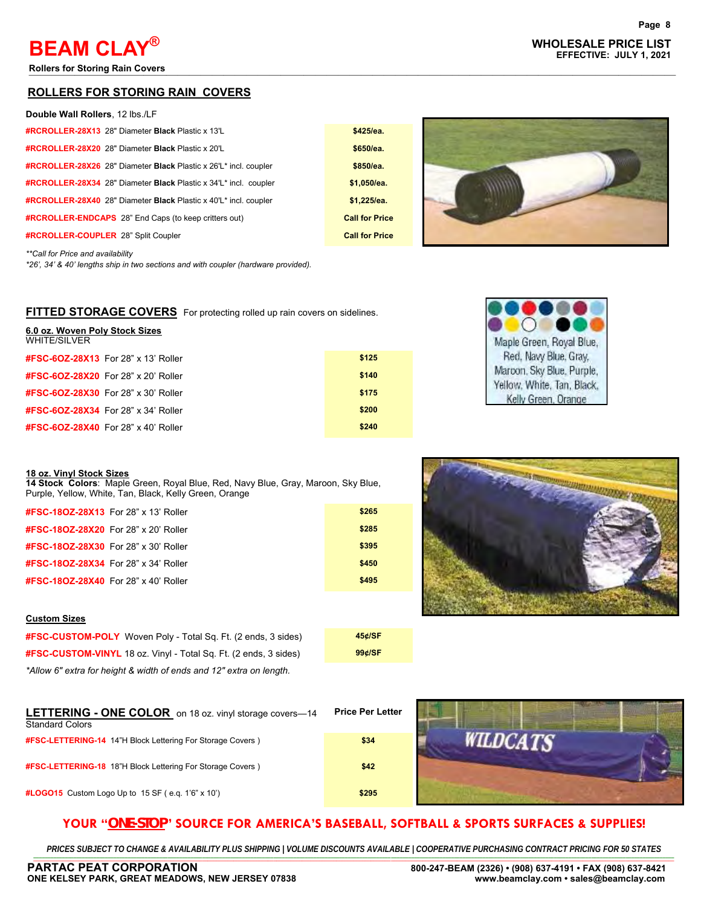# BEAM CLAY®

**Rollers for Storing Rain Covers**

**WHOLESALE PRICE LIST**
**EFFECTIVE: JULY 1, 2021**

## ROLLERS FOR STORING RAIN COVERS

**Double Wall Rollers**, 12 lbs./LF

| Item | Price |
|---|---|
| **#RCROLLER-28X13** 28" Diameter **Black** Plastic x 13'L | **$425/ea.** |
| **#RCROLLER-28X20** 28" Diameter **Black** Plastic x 20'L | **$650/ea.** |
| **#RCROLLER-28X26** 28" Diameter **Black** Plastic x 26'L* incl. coupler | **$850/ea.** |
| **#RCROLLER-28X34** 28" Diameter **Black** Plastic x 34'L* incl. coupler | **$1,050/ea.** |
| **#RCROLLER-28X40** 28" Diameter **Black** Plastic x 40'L* incl. coupler | **$1,225/ea.** |
| **#RCROLLER-ENDCAPS** 28" End Caps (to keep critters out) | **Call for Price** |
| **#RCROLLER-COUPLER** 28" Split Coupler | **Call for Price** |

*\*\*Call for Price and availability*
*\*26', 34' & 40' lengths ship in two sections and with coupler (hardware provided).*

## FITTED STORAGE COVERS

For protecting rolled up rain covers on sidelines.

Maple Green, Royal Blue, Red, Navy Blue, Gray, Maroon, Sky Blue, Purple, Yellow, White, Tan, Black, Kelly Green, Orange

**6.0 oz. Woven Poly Stock Sizes**
WHITE/SILVER

| Item | Price |
|---|---|
| **#FSC-6OZ-28X13** For 28" x 13' Roller | **$125** |
| **#FSC-6OZ-28X20** For 28" x 20' Roller | **$140** |
| **#FSC-6OZ-28X30** For 28" x 30' Roller | **$175** |
| **#FSC-6OZ-28X34** For 28" x 34' Roller | **$200** |
| **#FSC-6OZ-28X40** For 28" x 40' Roller | **$240** |

**18 oz. Vinyl Stock Sizes**
**14 Stock Colors**: Maple Green, Royal Blue, Red, Navy Blue, Gray, Maroon, Sky Blue, Purple, Yellow, White, Tan, Black, Kelly Green, Orange

| Item | Price |
|---|---|
| **#FSC-18OZ-28X13** For 28" x 13' Roller | **$265** |
| **#FSC-18OZ-28X20** For 28" x 20' Roller | **$285** |
| **#FSC-18OZ-28X30** For 28" x 30' Roller | **$395** |
| **#FSC-18OZ-28X34** For 28" x 34' Roller | **$450** |
| **#FSC-18OZ-28X40** For 28" x 40' Roller | **$495** |

**Custom Sizes**

| Item | Price |
|---|---|
| **#FSC-CUSTOM-POLY** Woven Poly - Total Sq. Ft. (2 ends, 3 sides) | **45¢/SF** |
| **#FSC-CUSTOM-VINYL** 18 oz. Vinyl - Total Sq. Ft. (2 ends, 3 sides) | **99¢/SF** |

*\*Allow 6" extra for height & width of ends and 12" extra on length.*

## LETTERING - ONE COLOR

on 18 oz. vinyl storage covers—14 Standard Colors

| Item | Price Per Letter |
|---|---|
| **#FSC-LETTERING-14** 14"H Block Lettering For Storage Covers ) | **$34** |
| **#FSC-LETTERING-18** 18"H Block Lettering For Storage Covers ) | **$42** |
| **#LOGO15** Custom Logo Up to 15 SF ( e.g. 1'6" x 10') | **$295** |

**YOUR "ONE-STOP" SOURCE FOR AMERICA'S BASEBALL, SOFTBALL & SPORTS SURFACES & SUPPLIES!**

*PRICES SUBJECT TO CHANGE & AVAILABILITY PLUS SHIPPING | VOLUME DISCOUNTS AVAILABLE | COOPERATIVE PURCHASING CONTRACT PRICING FOR 50 STATES*

**PARTAC PEAT CORPORATION**
**ONE KELSEY PARK, GREAT MEADOWS, NEW JERSEY 07838**

**800-247-BEAM (2326) • (908) 637-4191 • FAX (908) 637-8421**
**www.beamclay.com • sales@beamclay.com**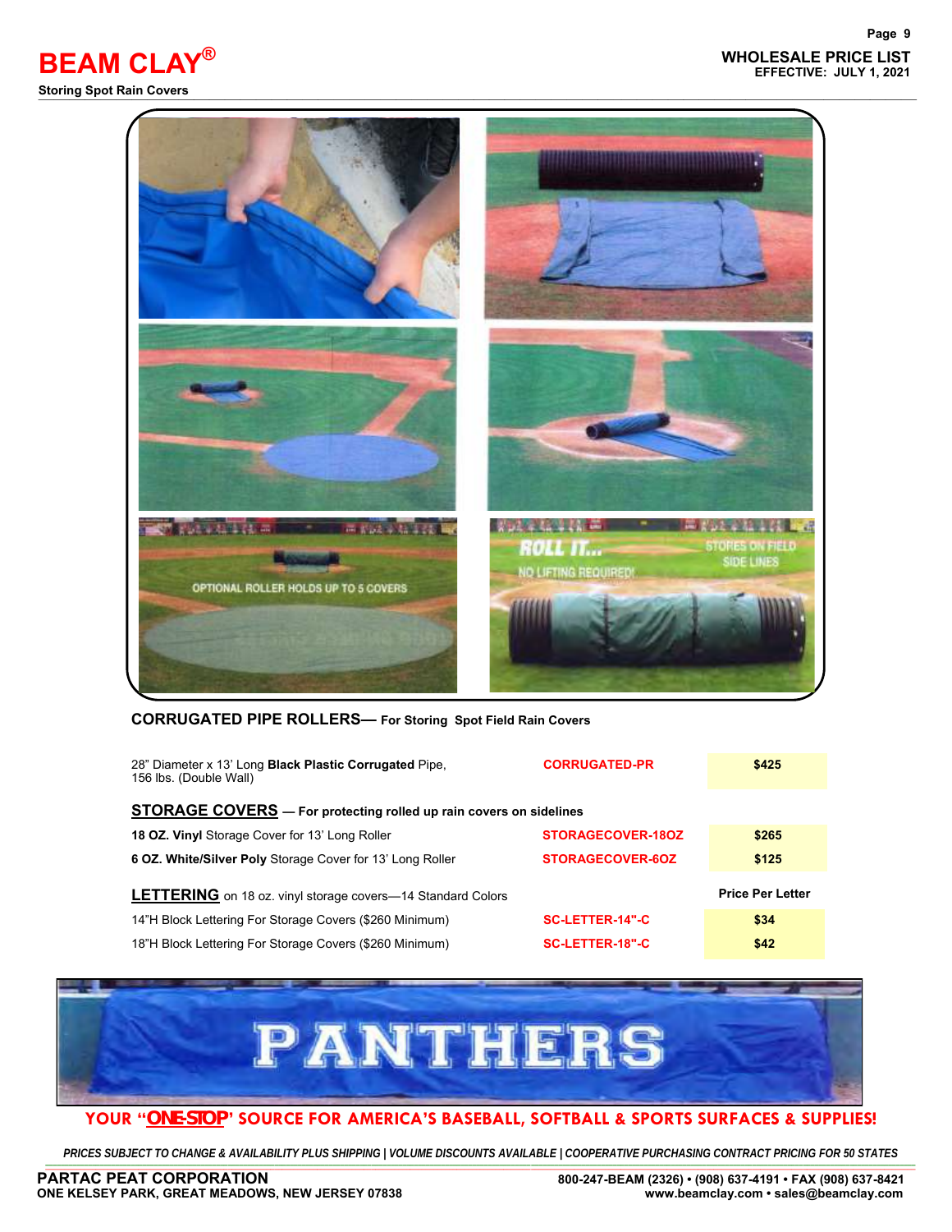# BEAM CLAY®

**Storing Spot Rain Covers**

## CORRUGATED PIPE ROLLERS— For Storing Spot Field Rain Covers

| Description | Item | Price |
|---|---|---|
| 28" Diameter x 13' Long **Black Plastic Corrugated** Pipe, 156 lbs. (Double Wall) | CORRUGATED-PR | $425 |

## STORAGE COVERS — For protecting rolled up rain covers on sidelines

| Description | Item | Price |
|---|---|---|
| **18 OZ. Vinyl** Storage Cover for 13' Long Roller | STORAGECOVER-18OZ | $265 |
| **6 OZ. White/Silver Poly** Storage Cover for 13' Long Roller | STORAGECOVER-6OZ | $125 |

## LETTERING on 18 oz. vinyl storage covers—14 Standard Colors

| Description | Item | Price Per Letter |
|---|---|---|
| 14"H Block Lettering For Storage Covers ($260 Minimum) | SC-LETTER-14"-C | $34 |
| 18"H Block Lettering For Storage Covers ($260 Minimum) | SC-LETTER-18"-C | $42 |

**YOUR "ONE-STOP" SOURCE FOR AMERICA'S BASEBALL, SOFTBALL & SPORTS SURFACES & SUPPLIES!**

*PRICES SUBJECT TO CHANGE & AVAILABILITY PLUS SHIPPING | VOLUME DISCOUNTS AVAILABLE | COOPERATIVE PURCHASING CONTRACT PRICING FOR 50 STATES*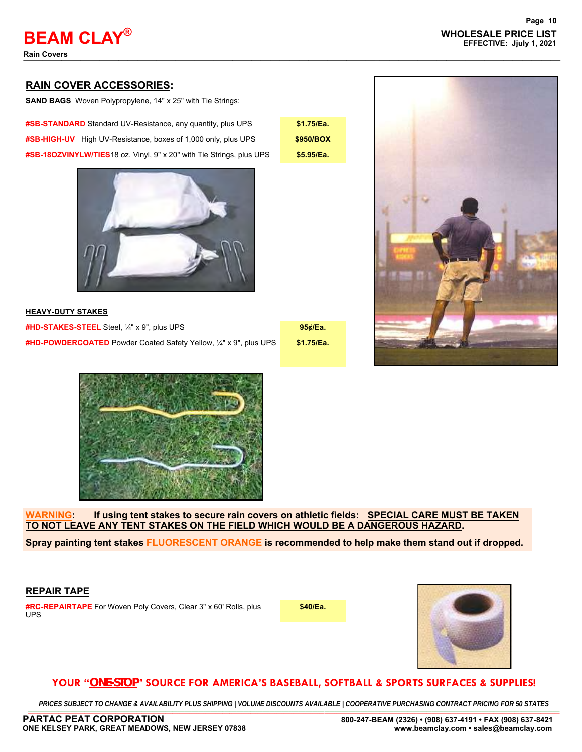# BEAM CLAY®

**Rain Covers**

**WHOLESALE PRICE LIST**
**EFFECTIVE: Jjuly 1, 2021**

## RAIN COVER ACCESSORIES:

**SAND BAGS** Woven Polypropylene, 14" x 25" with Tie Strings:

| | |
|---|---|
| **#SB-STANDARD** Standard UV-Resistance, any quantity, plus UPS | **$1.75/Ea.** |
| **#SB-HIGH-UV** High UV-Resistance, boxes of 1,000 only, plus UPS | **$950/BOX** |
| **#SB-18OZVINYLW/TIES** 18 oz. Vinyl, 9" x 20" with Tie Strings, plus UPS | **$5.95/Ea.** |

**HEAVY-DUTY STAKES**

| | |
|---|---|
| **#HD-STAKES-STEEL** Steel, ¼" x 9", plus UPS | **95¢/Ea.** |
| **#HD-POWDERCOATED** Powder Coated Safety Yellow, ¼" x 9", plus UPS | **$1.75/Ea.** |

**WARNING: If using tent stakes to secure rain covers on athletic fields: SPECIAL CARE MUST BE TAKEN TO NOT LEAVE ANY TENT STAKES ON THE FIELD WHICH WOULD BE A DANGEROUS HAZARD.**

**Spray painting tent stakes FLUORESCENT ORANGE is recommended to help make them stand out if dropped.**

**REPAIR TAPE**

| | |
|---|---|
| **#RC-REPAIRTAPE** For Woven Poly Covers, Clear 3" x 60' Rolls, plus UPS | **$40/Ea.** |

**YOUR "ONE-STOP" SOURCE FOR AMERICA'S BASEBALL, SOFTBALL & SPORTS SURFACES & SUPPLIES!**

*PRICES SUBJECT TO CHANGE & AVAILABILITY PLUS SHIPPING | VOLUME DISCOUNTS AVAILABLE | COOPERATIVE PURCHASING CONTRACT PRICING FOR 50 STATES*

**PARTAC PEAT CORPORATION**
**ONE KELSEY PARK, GREAT MEADOWS, NEW JERSEY 07838**

**800-247-BEAM (2326) • (908) 637-4191 • FAX (908) 637-8421**
**www.beamclay.com • sales@beamclay.com**